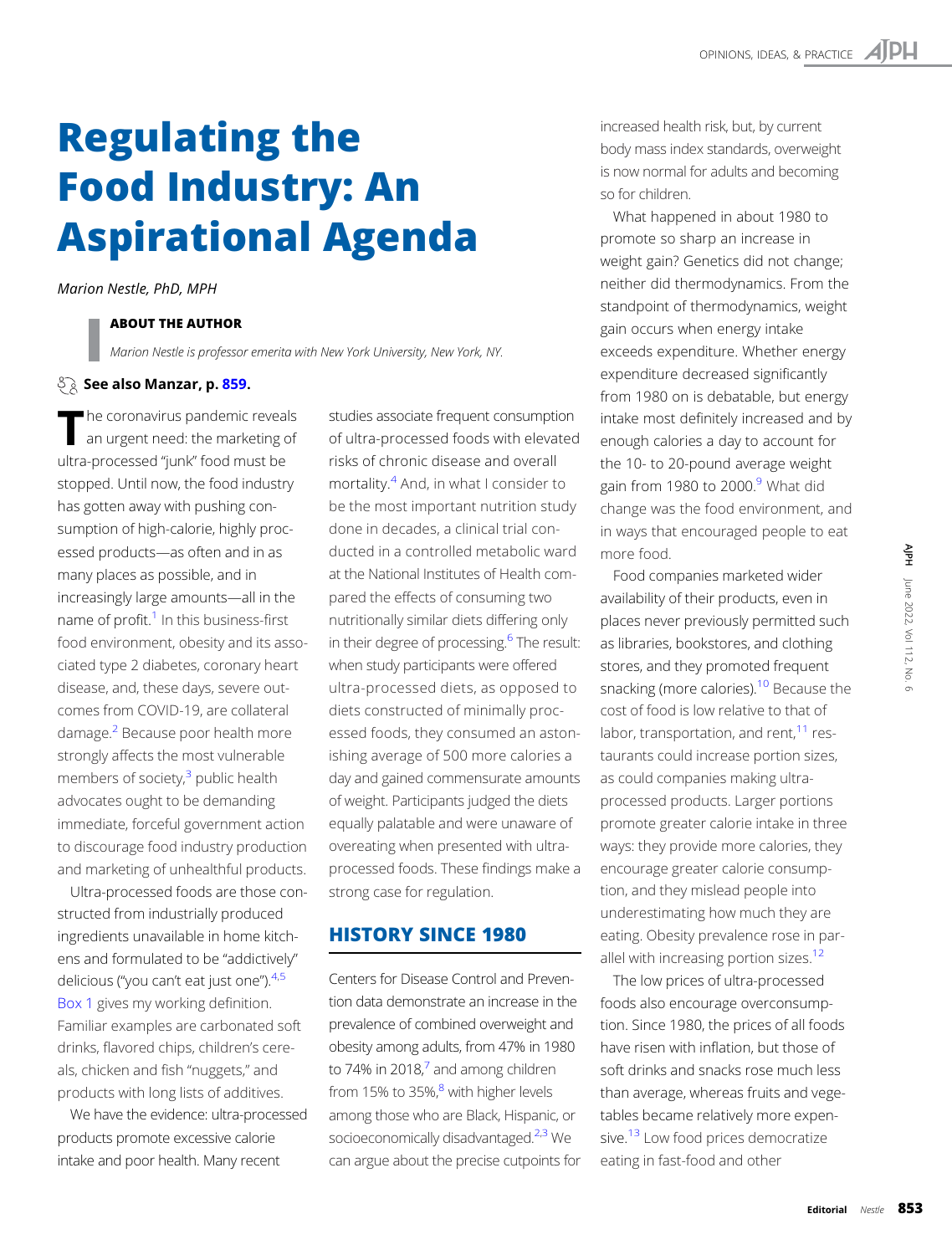# Regulating the Food Industry: An Aspirational Agenda

*Marion Nestle, PhD, MPH*

**ABOUT THE AUTHOR**

*Marion Nestle is professor emerita with New York University, New York, NY.*

**See also Manzar, p. 859.**

The coronavirus pandemic reveals an urgent need: the marketing of ultra-processed "junk" food must be stopped. Until now, the food industry has gotten away with pushing consumption of high-calorie, highly processed products—as often and in as many places as possible, and in increasingly large amounts—all in the name of profit.[1] In this business-first food environment, obesity and its associated type 2 diabetes, coronary heart disease, and, these days, severe outcomes from COVID-19, are collateral damage.[2] Because poor health more strongly affects the most vulnerable members of society,[3] public health advocates ought to be demanding immediate, forceful government action to discourage food industry production and marketing of unhealthful products.

Ultra-processed foods are those constructed from industrially produced ingredients unavailable in home kitchens and formulated to be "addictively" delicious ("you can't eat just one").[4,5] Box 1 gives my working definition. Familiar examples are carbonated soft drinks, flavored chips, children's cereals, chicken and fish "nuggets," and products with long lists of additives.

We have the evidence: ultra-processed products promote excessive calorie intake and poor health. Many recent studies associate frequent consumption of ultra-processed foods with elevated risks of chronic disease and overall mortality.[4] And, in what I consider to be the most important nutrition study done in decades, a clinical trial conducted in a controlled metabolic ward at the National Institutes of Health compared the effects of consuming two nutritionally similar diets differing only in their degree of processing.[6] The result: when study participants were offered ultra-processed diets, as opposed to diets constructed of minimally processed foods, they consumed an astonishing average of 500 more calories a day and gained commensurate amounts of weight. Participants judged the diets equally palatable and were unaware of overeating when presented with ultra-processed foods. These findings make a strong case for regulation.

## HISTORY SINCE 1980

Centers for Disease Control and Prevention data demonstrate an increase in the prevalence of combined overweight and obesity among adults, from 47% in 1980 to 74% in 2018,[7] and among children from 15% to 35%,[8] with higher levels among those who are Black, Hispanic, or socioeconomically disadvantaged.[2,3] We can argue about the precise cutpoints for increased health risk, but, by current body mass index standards, overweight is now normal for adults and becoming so for children.

What happened in about 1980 to promote so sharp an increase in weight gain? Genetics did not change; neither did thermodynamics. From the standpoint of thermodynamics, weight gain occurs when energy intake exceeds expenditure. Whether energy expenditure decreased significantly from 1980 on is debatable, but energy intake most definitely increased and by enough calories a day to account for the 10- to 20-pound average weight gain from 1980 to 2000.[9] What did change was the food environment, and in ways that encouraged people to eat more food.

Food companies marketed wider availability of their products, even in places never previously permitted such as libraries, bookstores, and clothing stores, and they promoted frequent snacking (more calories).[10] Because the cost of food is low relative to that of labor, transportation, and rent,[11] restaurants could increase portion sizes, as could companies making ultra-processed products. Larger portions promote greater calorie intake in three ways: they provide more calories, they encourage greater calorie consumption, and they mislead people into underestimating how much they are eating. Obesity prevalence rose in parallel with increasing portion sizes.[12]

The low prices of ultra-processed foods also encourage overconsumption. Since 1980, the prices of all foods have risen with inflation, but those of soft drinks and snacks rose much less than average, whereas fruits and vegetables became relatively more expensive.[13] Low food prices democratize eating in fast-food and other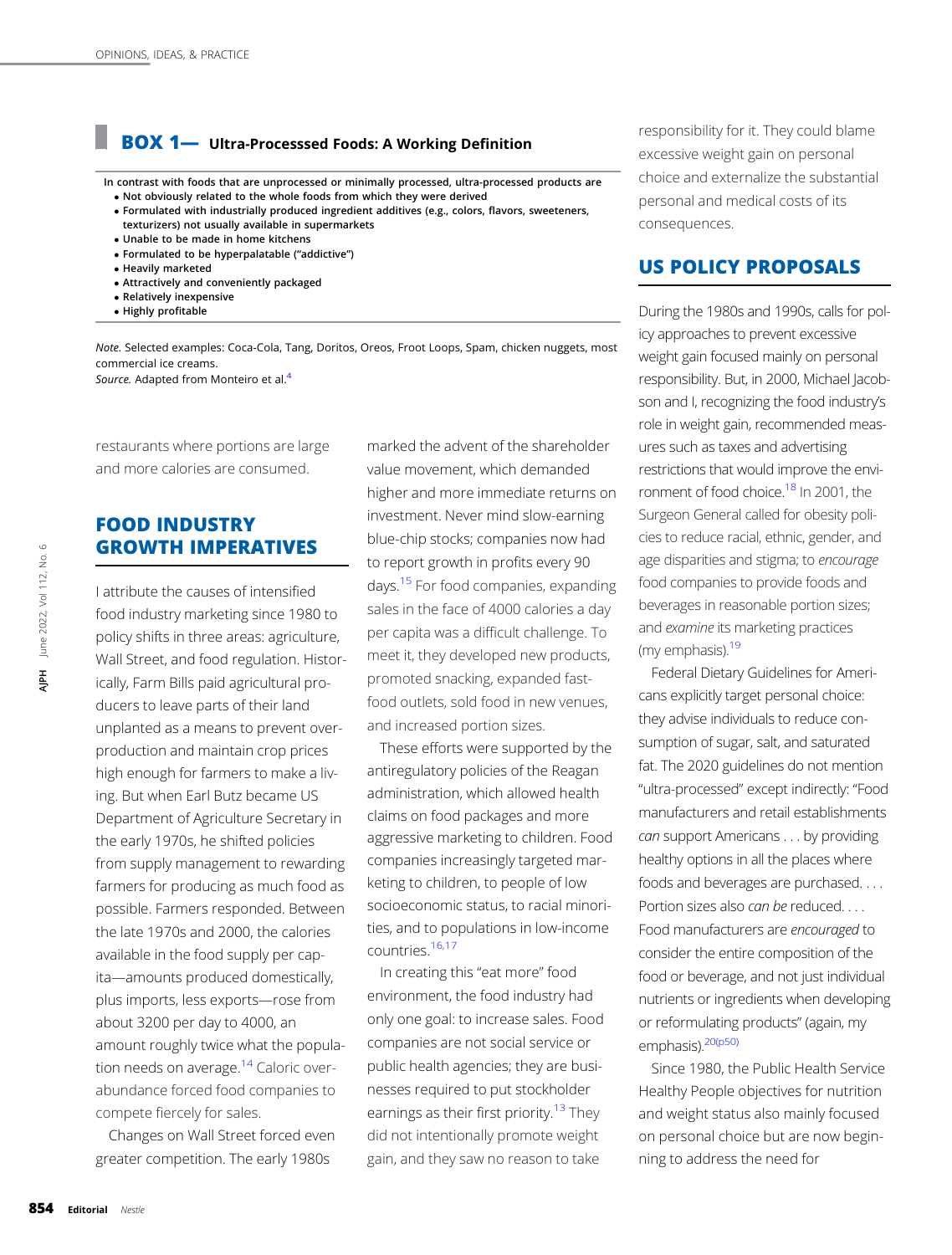## BOX 1— Ultra-Processsed Foods: A Working Definition

**In contrast with foods that are unprocessed or minimally processed, ultra-processed products are**

- **Not obviously related to the whole foods from which they were derived**
- **Formulated with industrially produced ingredient additives (e.g., colors, flavors, sweeteners, texturizers) not usually available in supermarkets**
- **Unable to be made in home kitchens**
- **Formulated to be hyperpalatable ("addictive")**
- **Heavily marketed**
- **Attractively and conveniently packaged**
- **Relatively inexpensive**
- **Highly profitable**

*Note.* Selected examples: Coca-Cola, Tang, Doritos, Oreos, Froot Loops, Spam, chicken nuggets, most commercial ice creams.
*Source.* Adapted from Monteiro et al.[4]

restaurants where portions are large and more calories are consumed.

## FOOD INDUSTRY GROWTH IMPERATIVES

I attribute the causes of intensified food industry marketing since 1980 to policy shifts in three areas: agriculture, Wall Street, and food regulation. Historically, Farm Bills paid agricultural producers to leave parts of their land unplanted as a means to prevent overproduction and maintain crop prices high enough for farmers to make a living. But when Earl Butz became US Department of Agriculture Secretary in the early 1970s, he shifted policies from supply management to rewarding farmers for producing as much food as possible. Farmers responded. Between the late 1970s and 2000, the calories available in the food supply per capita—amounts produced domestically, plus imports, less exports—rose from about 3200 per day to 4000, an amount roughly twice what the population needs on average.[14] Caloric overabundance forced food companies to compete fiercely for sales.

Changes on Wall Street forced even greater competition. The early 1980s marked the advent of the shareholder value movement, which demanded higher and more immediate returns on investment. Never mind slow-earning blue-chip stocks; companies now had to report growth in profits every 90 days.[15] For food companies, expanding sales in the face of 4000 calories a day per capita was a difficult challenge. To meet it, they developed new products, promoted snacking, expanded fast-food outlets, sold food in new venues, and increased portion sizes.

These efforts were supported by the antiregulatory policies of the Reagan administration, which allowed health claims on food packages and more aggressive marketing to children. Food companies increasingly targeted marketing to children, to people of low socioeconomic status, to racial minorities, and to populations in low-income countries.[16,17]

In creating this "eat more" food environment, the food industry had only one goal: to increase sales. Food companies are not social service or public health agencies; they are businesses required to put stockholder earnings as their first priority.[13] They did not intentionally promote weight gain, and they saw no reason to take responsibility for it. They could blame excessive weight gain on personal choice and externalize the substantial personal and medical costs of its consequences.

## US POLICY PROPOSALS

During the 1980s and 1990s, calls for policy approaches to prevent excessive weight gain focused mainly on personal responsibility. But, in 2000, Michael Jacobson and I, recognizing the food industry's role in weight gain, recommended measures such as taxes and advertising restrictions that would improve the environment of food choice.[18] In 2001, the Surgeon General called for obesity policies to reduce racial, ethnic, gender, and age disparities and stigma; to *encourage* food companies to provide foods and beverages in reasonable portion sizes; and *examine* its marketing practices (my emphasis).[19]

Federal Dietary Guidelines for Americans explicitly target personal choice: they advise individuals to reduce consumption of sugar, salt, and saturated fat. The 2020 guidelines do not mention "ultra-processed" except indirectly: "Food manufacturers and retail establishments *can* support Americans . . . by providing healthy options in all the places where foods and beverages are purchased. . . . Portion sizes also *can be* reduced. . . . Food manufacturers are *encouraged* to consider the entire composition of the food or beverage, and not just individual nutrients or ingredients when developing or reformulating products" (again, my emphasis).[20(p50)]

Since 1980, the Public Health Service Healthy People objectives for nutrition and weight status also mainly focused on personal choice but are now beginning to address the need for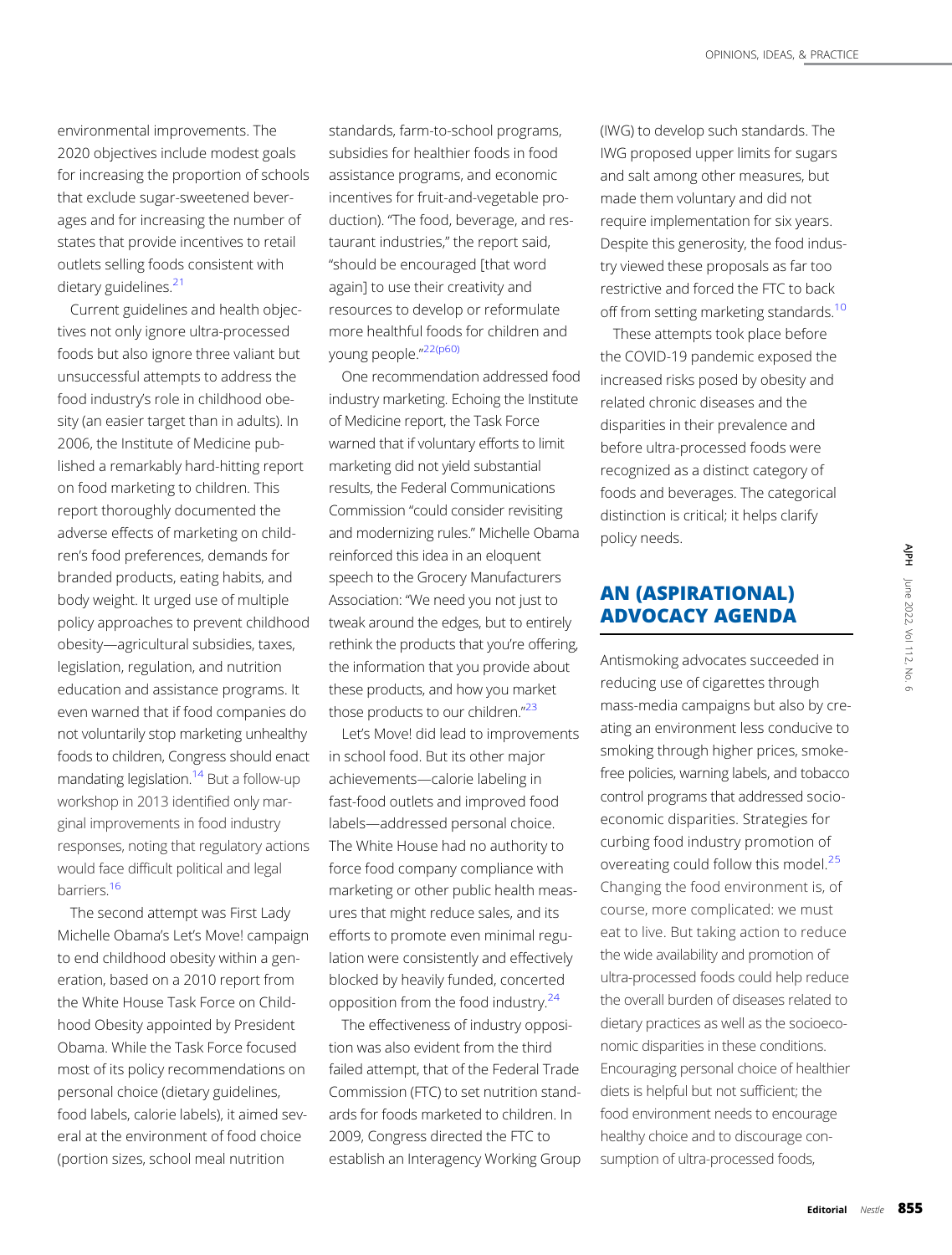environmental improvements. The 2020 objectives include modest goals for increasing the proportion of schools that exclude sugar-sweetened beverages and for increasing the number of states that provide incentives to retail outlets selling foods consistent with dietary guidelines.[21]

Current guidelines and health objectives not only ignore ultra-processed foods but also ignore three valiant but unsuccessful attempts to address the food industry's role in childhood obesity (an easier target than in adults). In 2006, the Institute of Medicine published a remarkably hard-hitting report on food marketing to children. This report thoroughly documented the adverse effects of marketing on children's food preferences, demands for branded products, eating habits, and body weight. It urged use of multiple policy approaches to prevent childhood obesity—agricultural subsidies, taxes, legislation, regulation, and nutrition education and assistance programs. It even warned that if food companies do not voluntarily stop marketing unhealthy foods to children, Congress should enact mandating legislation.[14] But a follow-up workshop in 2013 identified only marginal improvements in food industry responses, noting that regulatory actions would face difficult political and legal barriers.[16]

The second attempt was First Lady Michelle Obama's Let's Move! campaign to end childhood obesity within a generation, based on a 2010 report from the White House Task Force on Childhood Obesity appointed by President Obama. While the Task Force focused most of its policy recommendations on personal choice (dietary guidelines, food labels, calorie labels), it aimed several at the environment of food choice (portion sizes, school meal nutrition standards, farm-to-school programs, subsidies for healthier foods in food assistance programs, and economic incentives for fruit-and-vegetable production). "The food, beverage, and restaurant industries," the report said, "should be encouraged [that word again] to use their creativity and resources to develop or reformulate more healthful foods for children and young people."[22(p60)]

One recommendation addressed food industry marketing. Echoing the Institute of Medicine report, the Task Force warned that if voluntary efforts to limit marketing did not yield substantial results, the Federal Communications Commission "could consider revisiting and modernizing rules." Michelle Obama reinforced this idea in an eloquent speech to the Grocery Manufacturers Association: "We need you not just to tweak around the edges, but to entirely rethink the products that you're offering, the information that you provide about these products, and how you market those products to our children."[23]

Let's Move! did lead to improvements in school food. But its other major achievements—calorie labeling in fast-food outlets and improved food labels—addressed personal choice. The White House had no authority to force food company compliance with marketing or other public health measures that might reduce sales, and its efforts to promote even minimal regulation were consistently and effectively blocked by heavily funded, concerted opposition from the food industry.[24]

The effectiveness of industry opposition was also evident from the third failed attempt, that of the Federal Trade Commission (FTC) to set nutrition standards for foods marketed to children. In 2009, Congress directed the FTC to establish an Interagency Working Group (IWG) to develop such standards. The IWG proposed upper limits for sugars and salt among other measures, but made them voluntary and did not require implementation for six years. Despite this generosity, the food industry viewed these proposals as far too restrictive and forced the FTC to back off from setting marketing standards.[10]

These attempts took place before the COVID-19 pandemic exposed the increased risks posed by obesity and related chronic diseases and the disparities in their prevalence and before ultra-processed foods were recognized as a distinct category of foods and beverages. The categorical distinction is critical; it helps clarify policy needs.

## AN (ASPIRATIONAL) ADVOCACY AGENDA

Antismoking advocates succeeded in reducing use of cigarettes through mass-media campaigns but also by creating an environment less conducive to smoking through higher prices, smoke-free policies, warning labels, and tobacco control programs that addressed socioeconomic disparities. Strategies for curbing food industry promotion of overeating could follow this model.[25] Changing the food environment is, of course, more complicated: we must eat to live. But taking action to reduce the wide availability and promotion of ultra-processed foods could help reduce the overall burden of diseases related to dietary practices as well as the socioeconomic disparities in these conditions. Encouraging personal choice of healthier diets is helpful but not sufficient; the food environment needs to encourage healthy choice and to discourage consumption of ultra-processed foods,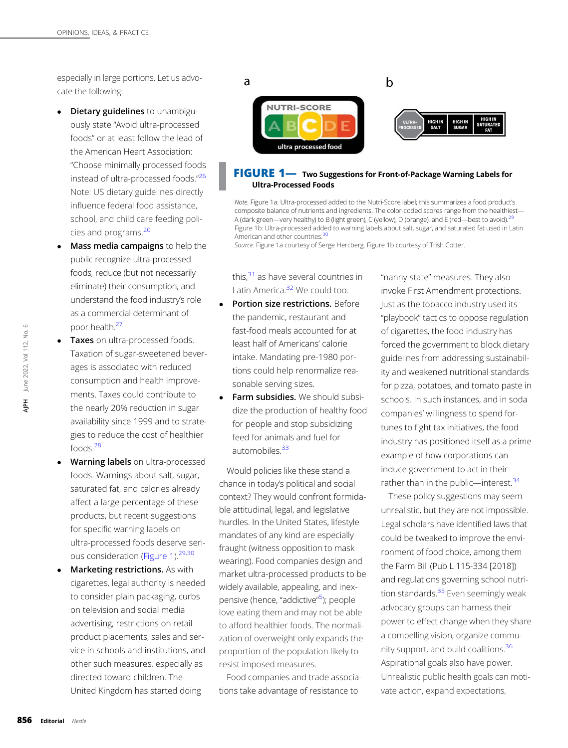especially in large portions. Let us advocate the following:

- **Dietary guidelines** to unambiguously state "Avoid ultra-processed foods" or at least follow the lead of the American Heart Association: "Choose minimally processed foods instead of ultra-processed foods."[26] Note: US dietary guidelines directly influence federal food assistance, school, and child care feeding policies and programs.[20]
- **Mass media campaigns** to help the public recognize ultra-processed foods, reduce (but not necessarily eliminate) their consumption, and understand the food industry's role as a commercial determinant of poor health.[27]
- **Taxes** on ultra-processed foods. Taxation of sugar-sweetened beverages is associated with reduced consumption and health improvements. Taxes could contribute to the nearly 20% reduction in sugar availability since 1999 and to strategies to reduce the cost of healthier foods.[28]
- **Warning labels** on ultra-processed foods. Warnings about salt, sugar, saturated fat, and calories already affect a large percentage of these products, but recent suggestions for specific warning labels on ultra-processed foods deserve serious consideration (Figure 1).[29,30]
- **Marketing restrictions.** As with cigarettes, legal authority is needed to consider plain packaging, curbs on television and social media advertising, restrictions on retail product placements, sales and service in schools and institutions, and other such measures, especially as directed toward children. The United Kingdom has started doing this,[31] as have several countries in Latin America.[32] We could too.
- **Portion size restrictions.** Before the pandemic, restaurant and fast-food meals accounted for at least half of Americans' calorie intake. Mandating pre-1980 portions could help renormalize reasonable serving sizes.
- **Farm subsidies.** We should subsidize the production of healthy food for people and stop subsidizing feed for animals and fuel for automobiles.[33]

**FIGURE 1— Two Suggestions for Front-of-Package Warning Labels for Ultra-Processed Foods**

*Note.* Figure 1a: Ultra-processed added to the Nutri-Score label; this summarizes a food product's composite balance of nutrients and ingredients. The color-coded scores range from the healthiest—A (dark green—very healthy) to B (light green), C (yellow), D (orange), and E (red—best to avoid).[29] Figure 1b: Ultra-processed added to warning labels about salt, sugar, and saturated fat used in Latin American and other countries.[30]

*Source.* Figure 1a courtesy of Serge Hercberg. Figure 1b courtesy of Trish Cotter.

Would policies like these stand a chance in today's political and social context? They would confront formidable attitudinal, legal, and legislative hurdles. In the United States, lifestyle mandates of any kind are especially fraught (witness opposition to mask wearing). Food companies design and market ultra-processed products to be widely available, appealing, and inexpensive (hence, "addictive"[5]); people love eating them and may not be able to afford healthier foods. The normalization of overweight only expands the proportion of the population likely to resist imposed measures.

Food companies and trade associations take advantage of resistance to "nanny-state" measures. They also invoke First Amendment protections. Just as the tobacco industry used its "playbook" tactics to oppose regulation of cigarettes, the food industry has forced the government to block dietary guidelines from addressing sustainability and weakened nutritional standards for pizza, potatoes, and tomato paste in schools. In such instances, and in soda companies' willingness to spend fortunes to fight tax initiatives, the food industry has positioned itself as a prime example of how corporations can induce government to act in their—rather than in the public—interest.[34]

These policy suggestions may seem unrealistic, but they are not impossible. Legal scholars have identified laws that could be tweaked to improve the environment of food choice, among them the Farm Bill (Pub L 115-334 [2018]) and regulations governing school nutrition standards.[35] Even seemingly weak advocacy groups can harness their power to effect change when they share a compelling vision, organize community support, and build coalitions.[36] Aspirational goals also have power. Unrealistic public health goals can motivate action, expand expectations,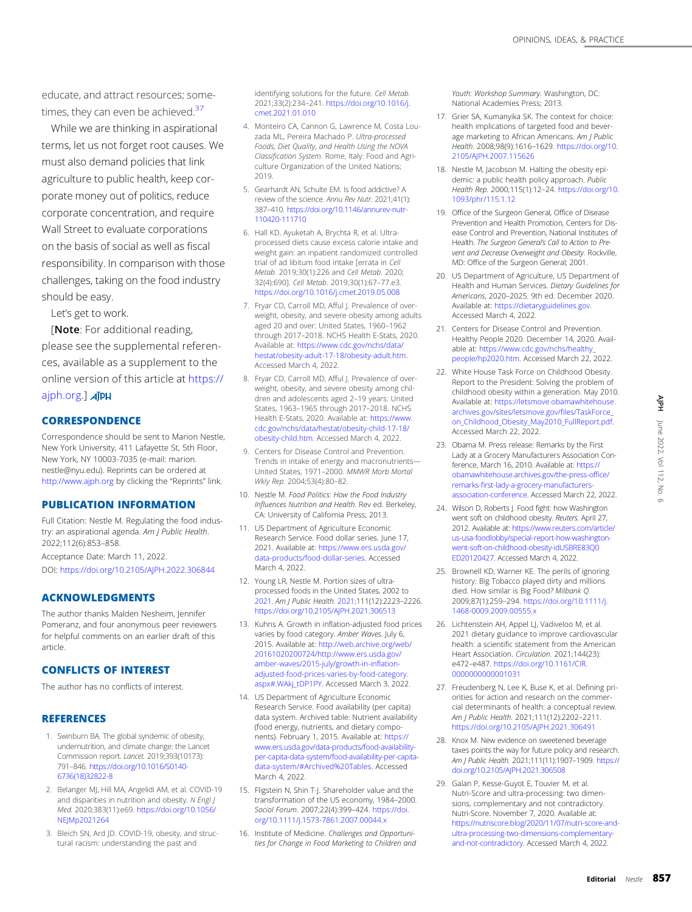educate, and attract resources; sometimes, they can even be achieved.[37]

While we are thinking in aspirational terms, let us not forget root causes. We must also demand policies that link agriculture to public health, keep corporate money out of politics, reduce corporate concentration, and require Wall Street to evaluate corporations on the basis of social as well as fiscal responsibility. In comparison with those challenges, taking on the food industry should be easy.

Let's get to work.

[**Note**: For additional reading, please see the supplemental references, available as a supplement to the online version of this article at https://ajph.org.]

## CORRESPONDENCE

Correspondence should be sent to Marion Nestle, New York University, 411 Lafayette St, 5th Floor, New York, NY 10003-7035 (e-mail: marion.nestle@nyu.edu). Reprints can be ordered at http://www.ajph.org by clicking the "Reprints" link.

## PUBLICATION INFORMATION

Full Citation: Nestle M. Regulating the food industry: an aspirational agenda. *Am J Public Health*. 2022;112(6):853–858.

Acceptance Date: March 11, 2022.

DOI: https://doi.org/10.2105/AJPH.2022.306844

## ACKNOWLEDGMENTS

The author thanks Malden Nesheim, Jennifer Pomeranz, and four anonymous peer reviewers for helpful comments on an earlier draft of this article.

## CONFLICTS OF INTEREST

The author has no conflicts of interest.

## REFERENCES

1. Swinburn BA. The global syndemic of obesity, undernutrition, and climate change: the Lancet Commission report. *Lancet*. 2019;393(10173):791–846. https://doi.org/10.1016/S0140-6736(18)32822-8
2. Belanger MJ, Hill MA, Angelidi AM, et al. COVID-19 and disparities in nutrition and obesity. *N Engl J Med*. 2020;383(11):e69. https://doi.org/10.1056/NEJMp2021264
3. Bleich SN, Ard JD. COVID-19, obesity, and structural racism: understanding the past and identifying solutions for the future. *Cell Metab*. 2021;33(2):234–241. https://doi.org/10.1016/j.cmet.2021.01.010
4. Monteiro CA, Cannon G, Lawrence M, Costa Louzada ML, Pereira Machado P. *Ultra-processed Foods, Diet Quality, and Health Using the NOVA Classification System*. Rome, Italy: Food and Agriculture Organization of the United Nations; 2019.
5. Gearhardt AN, Schulte EM. Is food addictive? A review of the science. *Annu Rev Nutr*. 2021;41(1):387–410. https://doi.org/10.1146/annurev-nutr-110420-111710
6. Hall KD, Ayuketah A, Brychta R, et al. Ultra-processed diets cause excess calorie intake and weight gain: an inpatient randomized controlled trial of ad libitum food intake [errata in *Cell Metab*. 2019;30(1):226 and *Cell Metab*. 2020;32(4):690]. *Cell Metab*. 2019;30(1):67–77.e3. https://doi.org/10.1016/j.cmet.2019.05.008
7. Fryar CD, Carroll MD, Afful J. Prevalence of overweight, obesity, and severe obesity among adults aged 20 and over: United States, 1960–1962 through 2017–2018. NCHS Health E-Stats, 2020. Available at: https://www.cdc.gov/nchs/data/hestat/obesity-adult-17-18/obesity-adult.htm. Accessed March 4, 2022.
8. Fryar CD, Carroll MD, Afful J. Prevalence of overweight, obesity, and severe obesity among children and adolescents aged 2–19 years: United States, 1963–1965 through 2017–2018. NCHS Health E-Stats, 2020. Available at: https://www.cdc.gov/nchs/data/hestat/obesity-child-17-18/obesity-child.htm. Accessed March 4, 2022.
9. Centers for Disease Control and Prevention. Trends in intake of energy and macronutrients—United States, 1971–2000. *MMWR Morb Mortal Wkly Rep*. 2004;53(4):80–82.
10. Nestle M. *Food Politics: How the Food Industry Influences Nutrition and Health*. Rev ed. Berkeley, CA: University of California Press; 2013.
11. US Department of Agriculture Economic Research Service. Food dollar series. June 17, 2021. Available at: https://www.ers.usda.gov/data-products/food-dollar-series. Accessed March 4, 2022.
12. Young LR, Nestle M. Portion sizes of ultra-processed foods in the United States, 2002 to 2021. *Am J Public Health*. 2021;111(12):2223–2226. https://doi.org/10.2105/AJPH.2021.306513
13. Kuhns A. Growth in inflation-adjusted food prices varies by food category. *Amber Waves*. July 6, 2015. Available at: http://web.archive.org/web/20161020200724/http://www.ers.usda.gov/amber-waves/2015-july/growth-in-inflation-adjusted-food-prices-varies-by-food-category.aspx#.WAkj_tDP1PY. Accessed March 3, 2022.
14. US Department of Agriculture Economic Research Service. Food availability (per capita) data system. Archived table: Nutrient availability (food energy, nutrients, and dietary components). February 1, 2015. Available at: https://www.ers.usda.gov/data-products/food-availability-per-capita-data-system/food-availability-per-capita-data-system/#Archived%20Tables. Accessed March 4, 2022.
15. Fligstein N, Shin T-J. Shareholder value and the transformation of the US economy, 1984–2000. *Sociol Forum*. 2007;22(4):399–424. https://doi.org/10.1111/j.1573-7861.2007.00044.x
16. Institute of Medicine. *Challenges and Opportunities for Change in Food Marketing to Children and Youth: Workshop Summary*. Washington, DC: National Academies Press; 2013.
17. Grier SA, Kumanyika SK. The context for choice: health implications of targeted food and beverage marketing to African Americans. *Am J Public Health*. 2008;98(9):1616–1629. https://doi.org/10.2105/AJPH.2007.115626
18. Nestle M, Jacobson M. Halting the obesity epidemic: a public health policy approach. *Public Health Rep*. 2000;115(1):12–24. https://doi.org/10.1093/phr/115.1.12
19. Office of the Surgeon General, Office of Disease Prevention and Health Promotion, Centers for Disease Control and Prevention, National Institutes of Health. *The Surgeon General's Call to Action to Prevent and Decrease Overweight and Obesity*. Rockville, MD: Office of the Surgeon General; 2001.
20. US Department of Agriculture, US Department of Health and Human Services. *Dietary Guidelines for Americans*, 2020–2025. 9th ed. December 2020. Available at: https://dietaryguidelines.gov. Accessed March 4, 2022.
21. Centers for Disease Control and Prevention. Healthy People 2020. December 14, 2020. Available at: https://www.cdc.gov/nchs/healthy_people/hp2020.htm. Accessed March 22, 2022.
22. White House Task Force on Childhood Obesity. Report to the President: Solving the problem of childhood obesity within a generation. May 2010. Available at: https://letsmove.obamawhitehouse.archives.gov/sites/letsmove.gov/files/TaskForce_on_Childhood_Obesity_May2010_FullReport.pdf. Accessed March 22, 2022.
23. Obama M. Press release: Remarks by the First Lady at a Grocery Manufacturers Association Conference, March 16, 2010. Available at: https://obamawhitehouse.archives.gov/the-press-office/remarks-first-lady-a-grocery-manufacturers-association-conference. Accessed March 22, 2022.
24. Wilson D, Roberts J. Food fight: how Washington went soft on childhood obesity. *Reuters*. April 27, 2012. Available at: https://www.reuters.com/article/us-usa-foodlobby/special-report-how-washington-went-soft-on-childhood-obesity-idUSBRE83Q0ED20120427. Accessed March 4, 2022.
25. Brownell KD, Warner KE. The perils of ignoring history: Big Tobacco played dirty and millions died. How similar is Big Food? *Milbank Q*. 2009;87(1):259–294. https://doi.org/10.1111/j.1468-0009.2009.00555.x
26. Lichtenstein AH, Appel LJ, Vadiveloo M, et al. 2021 dietary guidance to improve cardiovascular health: a scientific statement from the American Heart Association. *Circulation*. 2021;144(23):e472–e487. https://doi.org/10.1161/CIR.0000000000001031
27. Freudenberg N, Lee K, Buse K, et al. Defining priorities for action and research on the commercial determinants of health: a conceptual review. *Am J Public Health*. 2021;111(12):2202–2211. https://doi.org/10.2105/AJPH.2021.306491
28. Knox M. New evidence on sweetened beverage taxes points the way for future policy and research. *Am J Public Health*. 2021;111(11):1907–1909. https://doi.org/10.2105/AJPH.2021.306508
29. Galan P, Kesse-Guyot E, Touvier M, et al. Nutri-Score and ultra-processing: two dimensions, complementary and not contradictory. Nutri-Score. November 7, 2020. Available at: https://nutriscore.blog/2020/11/07/nutri-score-and-ultra-processing-two-dimensions-complementary-and-not-contradictory. Accessed March 4, 2022.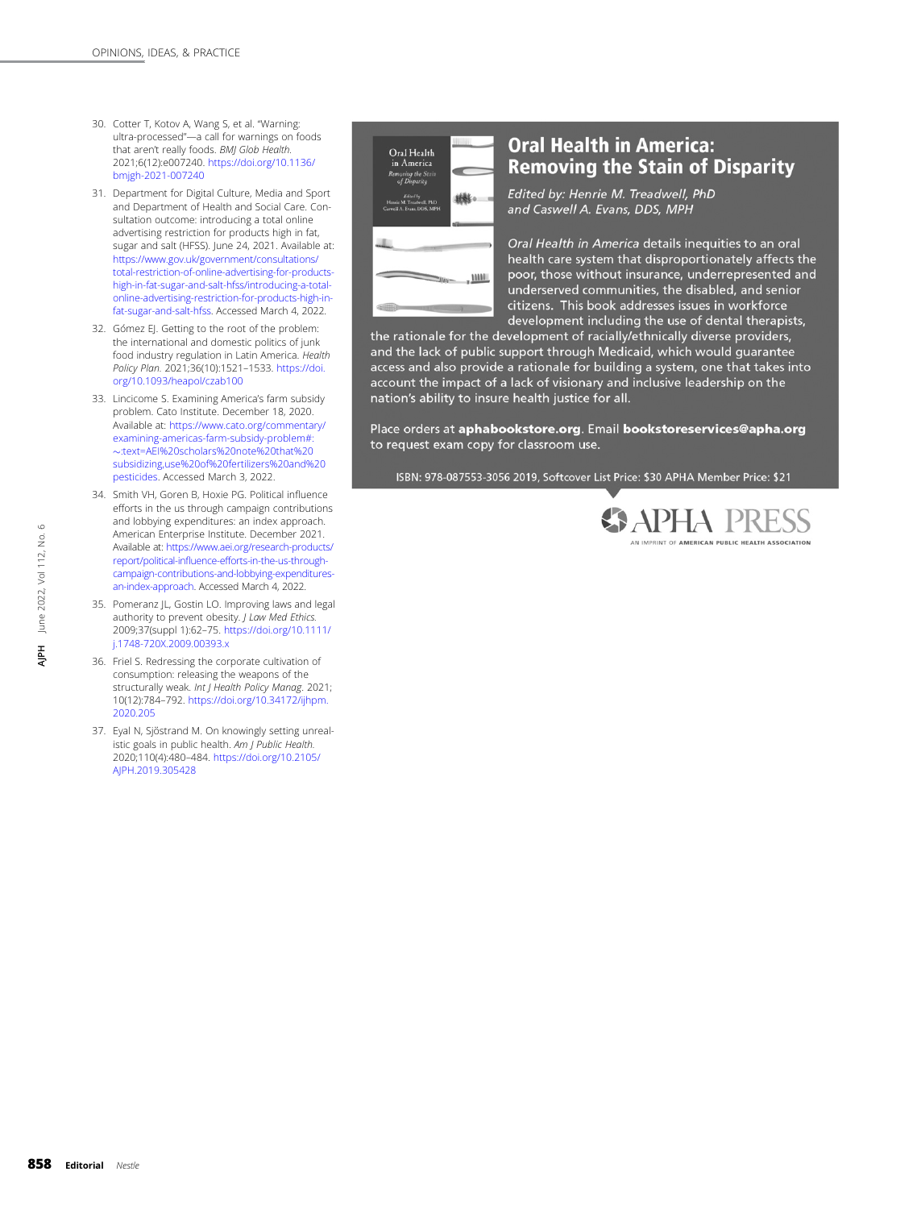30. Cotter T, Kotov A, Wang S, et al. "Warning: ultra-processed"—a call for warnings on foods that aren't really foods. *BMJ Glob Health.* 2021;6(12):e007240. https://doi.org/10.1136/bmjgh-2021-007240

31. Department for Digital Culture, Media and Sport and Department of Health and Social Care. Consultation outcome: introducing a total online advertising restriction for products high in fat, sugar and salt (HFSS). June 24, 2021. Available at: https://www.gov.uk/government/consultations/total-restriction-of-online-advertising-for-products-high-in-fat-sugar-and-salt-hfss/introducing-a-total-online-advertising-restriction-for-products-high-in-fat-sugar-and-salt-hfss. Accessed March 4, 2022.

32. Gómez EJ. Getting to the root of the problem: the international and domestic politics of junk food industry regulation in Latin America. *Health Policy Plan.* 2021;36(10):1521–1533. https://doi.org/10.1093/heapol/czab100

33. Lincicome S. Examining America's farm subsidy problem. Cato Institute. December 18, 2020. Available at: https://www.cato.org/commentary/examining-americas-farm-subsidy-problem#:~:text=AEI%20scholars%20note%20that%20subsidizing,use%20of%20fertilizers%20and%20pesticides. Accessed March 3, 2022.

34. Smith VH, Goren B, Hoxie PG. Political influence efforts in the us through campaign contributions and lobbying expenditures: an index approach. American Enterprise Institute. December 2021. Available at: https://www.aei.org/research-products/report/political-influence-efforts-in-the-us-through-campaign-contributions-and-lobbying-expenditures-an-index-approach. Accessed March 4, 2022.

35. Pomeranz JL, Gostin LO. Improving laws and legal authority to prevent obesity. *J Law Med Ethics.* 2009;37(suppl 1):62–75. https://doi.org/10.1111/j.1748-720X.2009.00393.x

36. Friel S. Redressing the corporate cultivation of consumption: releasing the weapons of the structurally weak. *Int J Health Policy Manag.* 2021;10(12):784–792. https://doi.org/10.34172/ijhpm.2020.205

37. Eyal N, Sjöstrand M. On knowingly setting unrealistic goals in public health. *Am J Public Health.* 2020;110(4):480–484. https://doi.org/10.2105/AJPH.2019.305428

## Oral Health in America: Removing the Stain of Disparity

*Edited by: Henrie M. Treadwell, PhD and Caswell A. Evans, DDS, MPH*

*Oral Health in America* details inequities to an oral health care system that disproportionately affects the poor, those without insurance, underrepresented and underserved communities, the disabled, and senior citizens. This book addresses issues in workforce development including the use of dental therapists, the rationale for the development of racially/ethnically diverse providers, and the lack of public support through Medicaid, which would guarantee access and also provide a rationale for building a system, one that takes into account the impact of a lack of visionary and inclusive leadership on the nation's ability to insure health justice for all.

Place orders at **aphabookstore.org**. Email **bookstoreservices@apha.org** to request exam copy for classroom use.

ISBN: 978-087553-3056 2019, Softcover List Price: $30 APHA Member Price: $21

APHA PRESS
AN IMPRINT OF AMERICAN PUBLIC HEALTH ASSOCIATION